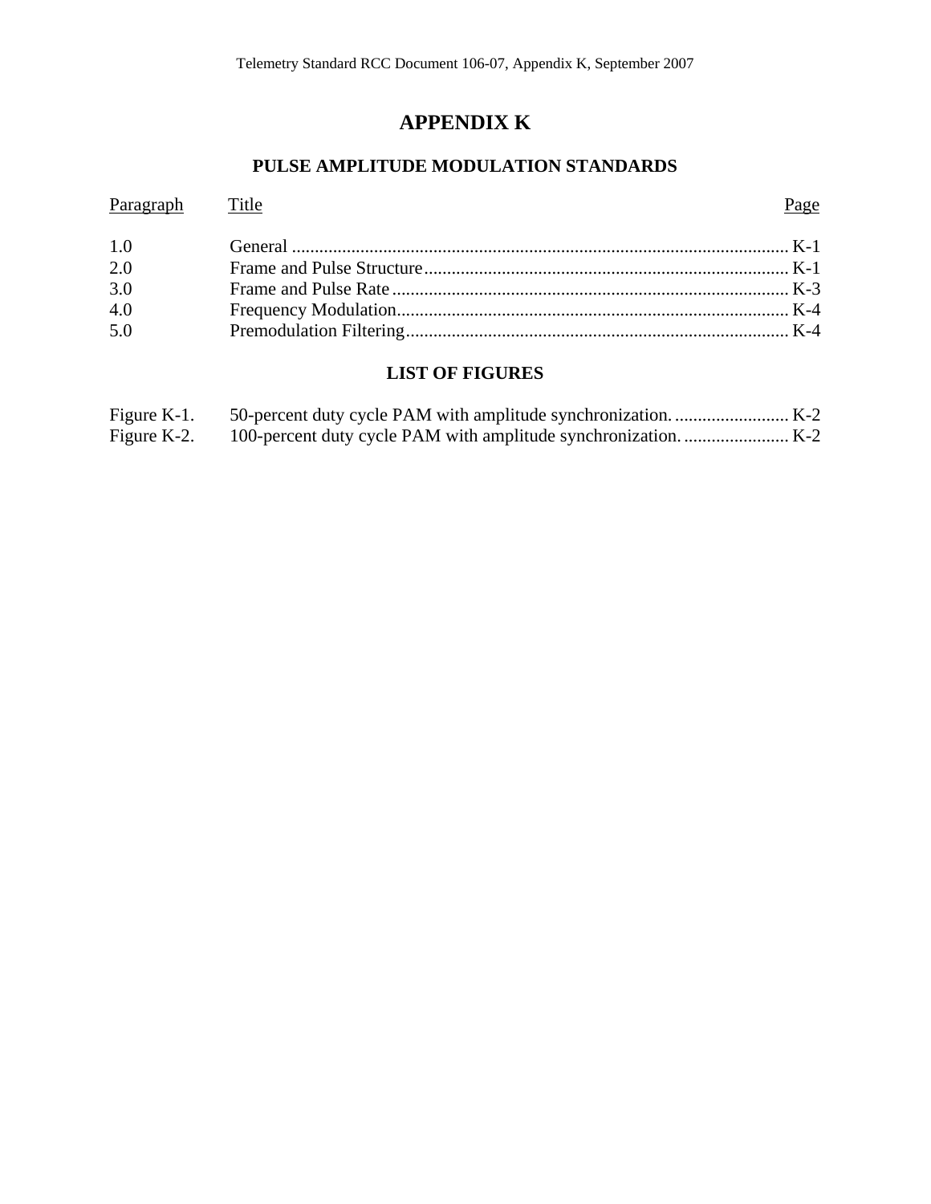# APPENDIX K

## PULSE AMPLITUDE MODULATION STANDARDS

| Paragraph | Title | Page |
|---|---|---|
| 1.0 | General | K-1 |
| 2.0 | Frame and Pulse Structure | K-1 |
| 3.0 | Frame and Pulse Rate | K-3 |
| 4.0 | Frequency Modulation | K-4 |
| 5.0 | Premodulation Filtering | K-4 |

## LIST OF FIGURES

| | | |
|---|---|---|
| Figure K-1. | 50-percent duty cycle PAM with amplitude synchronization. | K-2 |
| Figure K-2. | 100-percent duty cycle PAM with amplitude synchronization. | K-2 |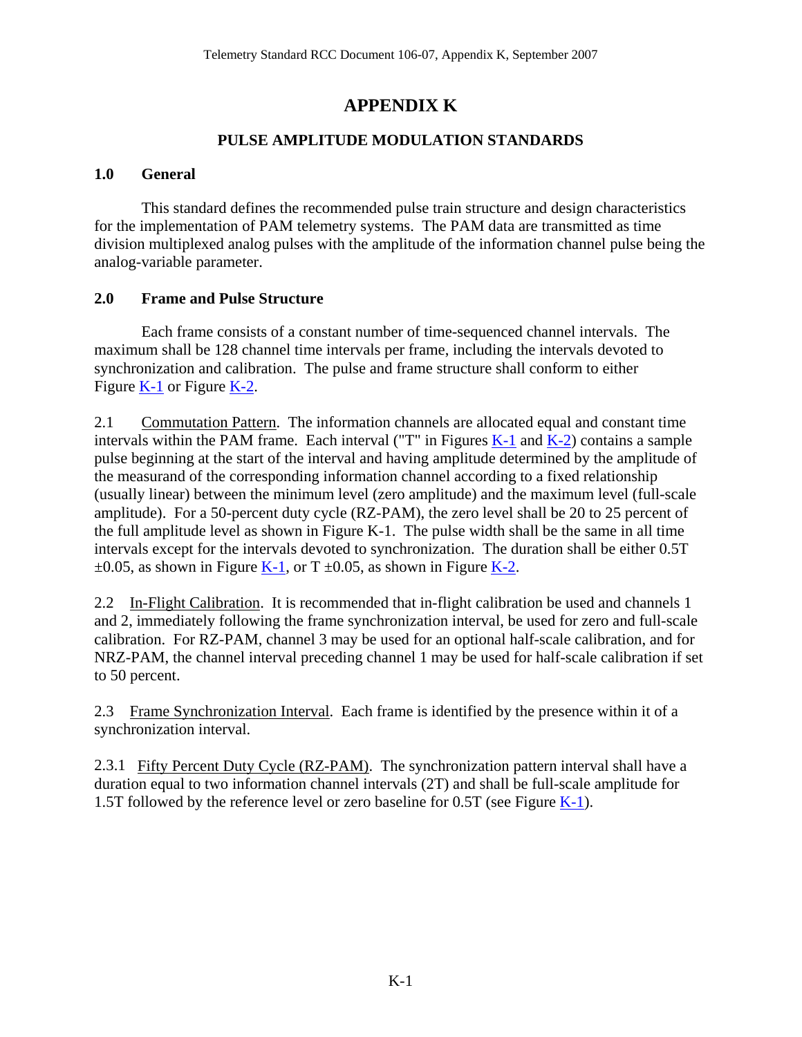# APPENDIX K

## PULSE AMPLITUDE MODULATION STANDARDS

### 1.0 General

This standard defines the recommended pulse train structure and design characteristics for the implementation of PAM telemetry systems. The PAM data are transmitted as time division multiplexed analog pulses with the amplitude of the information channel pulse being the analog-variable parameter.

### 2.0 Frame and Pulse Structure

Each frame consists of a constant number of time-sequenced channel intervals. The maximum shall be 128 channel time intervals per frame, including the intervals devoted to synchronization and calibration. The pulse and frame structure shall conform to either Figure K-1 or Figure K-2.

2.1 Commutation Pattern. The information channels are allocated equal and constant time intervals within the PAM frame. Each interval ("T" in Figures K-1 and K-2) contains a sample pulse beginning at the start of the interval and having amplitude determined by the amplitude of the measurand of the corresponding information channel according to a fixed relationship (usually linear) between the minimum level (zero amplitude) and the maximum level (full-scale amplitude). For a 50-percent duty cycle (RZ-PAM), the zero level shall be 20 to 25 percent of the full amplitude level as shown in Figure K-1. The pulse width shall be the same in all time intervals except for the intervals devoted to synchronization. The duration shall be either 0.5T ±0.05, as shown in Figure K-1, or T ±0.05, as shown in Figure K-2.

2.2 In-Flight Calibration. It is recommended that in-flight calibration be used and channels 1 and 2, immediately following the frame synchronization interval, be used for zero and full-scale calibration. For RZ-PAM, channel 3 may be used for an optional half-scale calibration, and for NRZ-PAM, the channel interval preceding channel 1 may be used for half-scale calibration if set to 50 percent.

2.3 Frame Synchronization Interval. Each frame is identified by the presence within it of a synchronization interval.

2.3.1 Fifty Percent Duty Cycle (RZ-PAM). The synchronization pattern interval shall have a duration equal to two information channel intervals (2T) and shall be full-scale amplitude for 1.5T followed by the reference level or zero baseline for 0.5T (see Figure K-1).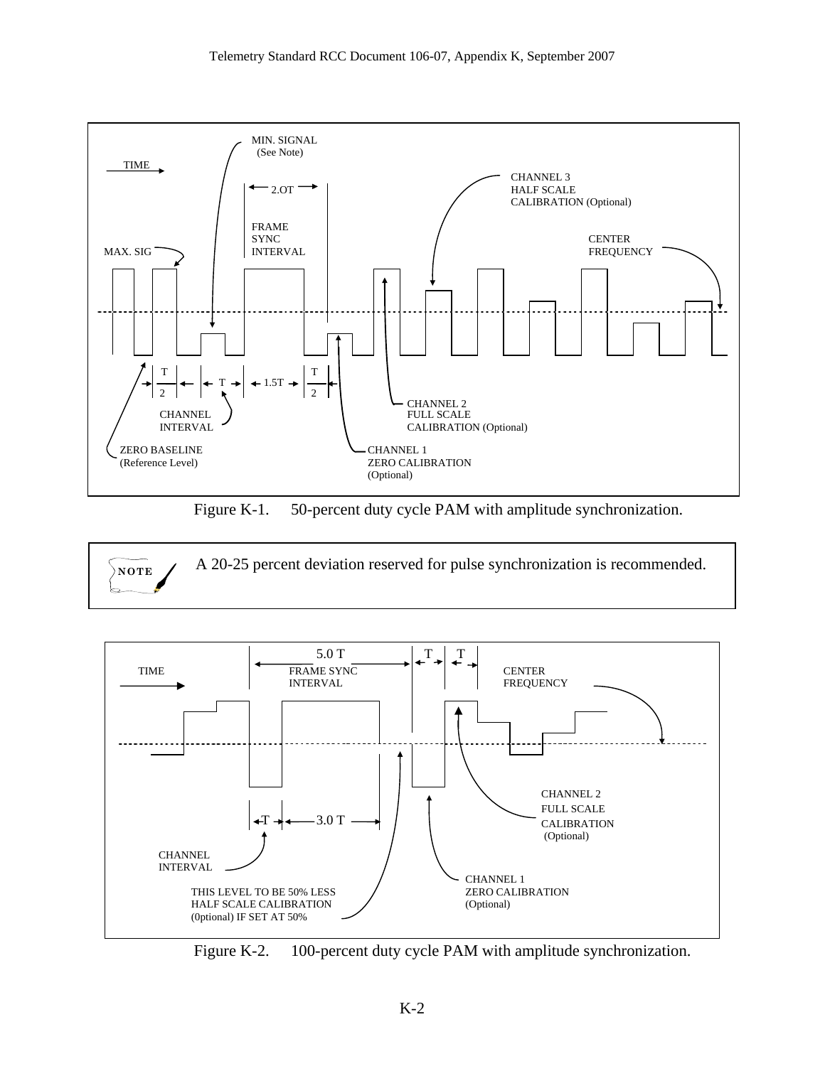Figure K-1. 50-percent duty cycle PAM with amplitude synchronization.

> **NOTE:** A 20-25 percent deviation reserved for pulse synchronization is recommended.

Figure K-2. 100-percent duty cycle PAM with amplitude synchronization.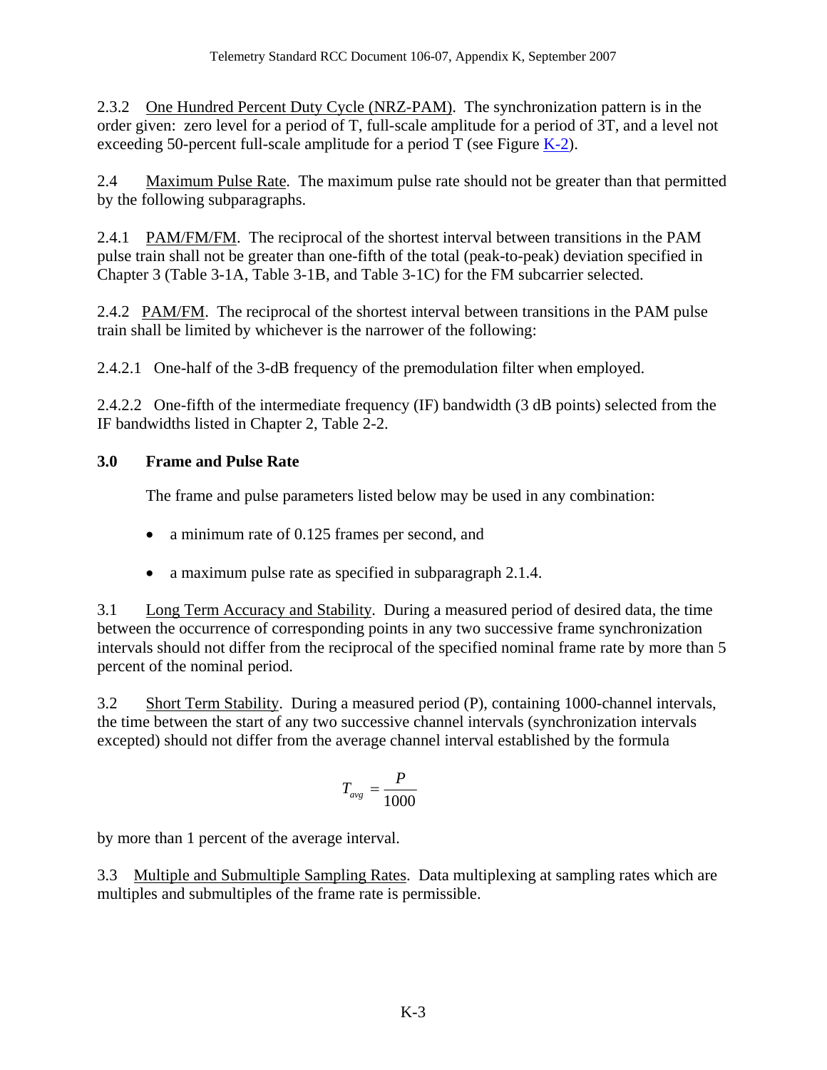2.3.2 One Hundred Percent Duty Cycle (NRZ-PAM). The synchronization pattern is in the order given: zero level for a period of T, full-scale amplitude for a period of 3T, and a level not exceeding 50-percent full-scale amplitude for a period T (see Figure K-2).

2.4 Maximum Pulse Rate. The maximum pulse rate should not be greater than that permitted by the following subparagraphs.

2.4.1 PAM/FM/FM. The reciprocal of the shortest interval between transitions in the PAM pulse train shall not be greater than one-fifth of the total (peak-to-peak) deviation specified in Chapter 3 (Table 3-1A, Table 3-1B, and Table 3-1C) for the FM subcarrier selected.

2.4.2 PAM/FM. The reciprocal of the shortest interval between transitions in the PAM pulse train shall be limited by whichever is the narrower of the following:

2.4.2.1 One-half of the 3-dB frequency of the premodulation filter when employed.

2.4.2.2 One-fifth of the intermediate frequency (IF) bandwidth (3 dB points) selected from the IF bandwidths listed in Chapter 2, Table 2-2.

## 3.0 Frame and Pulse Rate

The frame and pulse parameters listed below may be used in any combination:

- a minimum rate of 0.125 frames per second, and
- a maximum pulse rate as specified in subparagraph 2.1.4.

3.1 Long Term Accuracy and Stability. During a measured period of desired data, the time between the occurrence of corresponding points in any two successive frame synchronization intervals should not differ from the reciprocal of the specified nominal frame rate by more than 5 percent of the nominal period.

3.2 Short Term Stability. During a measured period (P), containing 1000-channel intervals, the time between the start of any two successive channel intervals (synchronization intervals excepted) should not differ from the average channel interval established by the formula

$$T_{avg} = \frac{P}{1000}$$

by more than 1 percent of the average interval.

3.3 Multiple and Submultiple Sampling Rates. Data multiplexing at sampling rates which are multiples and submultiples of the frame rate is permissible.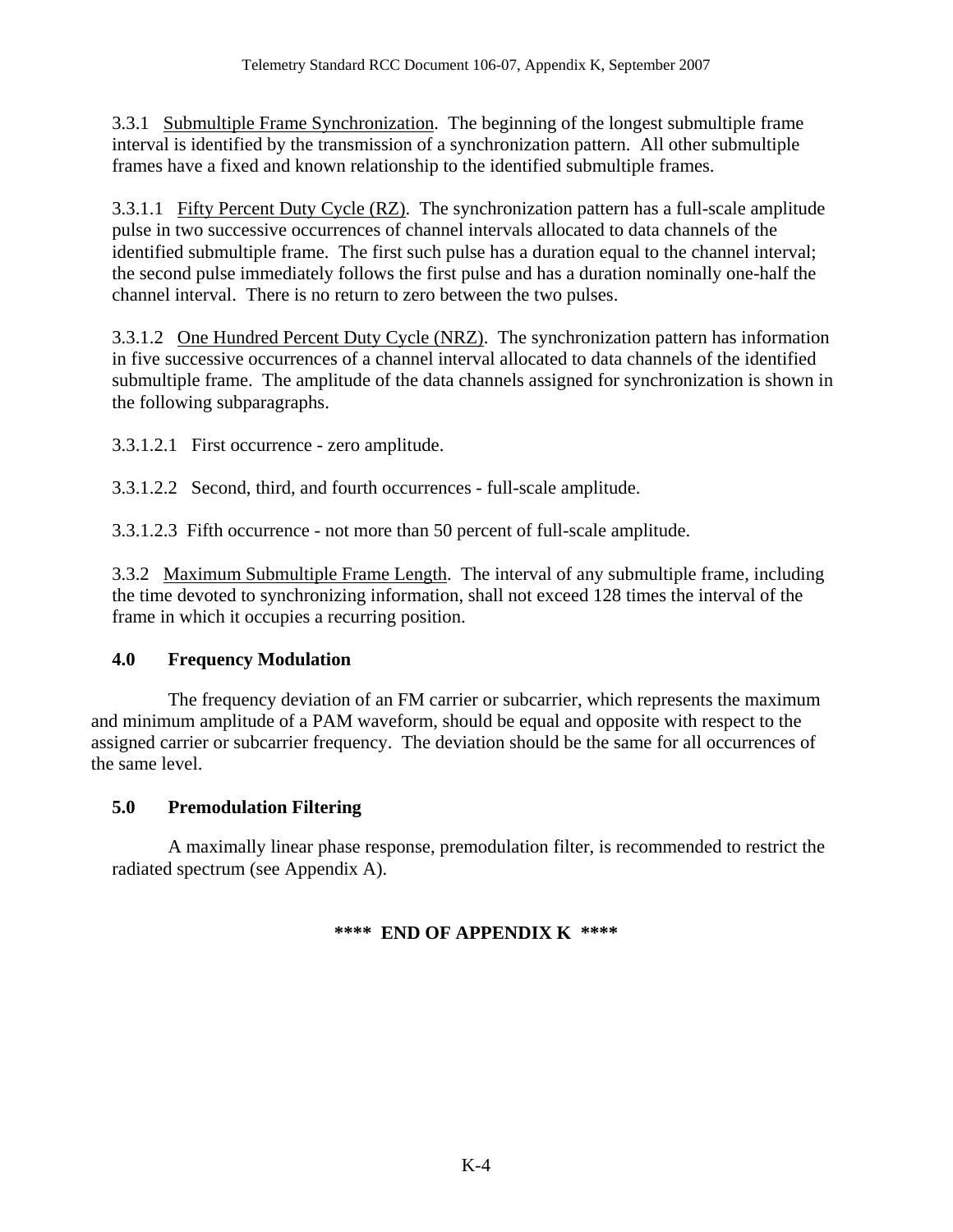3.3.1 Submultiple Frame Synchronization. The beginning of the longest submultiple frame interval is identified by the transmission of a synchronization pattern. All other submultiple frames have a fixed and known relationship to the identified submultiple frames.

3.3.1.1 Fifty Percent Duty Cycle (RZ). The synchronization pattern has a full-scale amplitude pulse in two successive occurrences of channel intervals allocated to data channels of the identified submultiple frame. The first such pulse has a duration equal to the channel interval; the second pulse immediately follows the first pulse and has a duration nominally one-half the channel interval. There is no return to zero between the two pulses.

3.3.1.2 One Hundred Percent Duty Cycle (NRZ). The synchronization pattern has information in five successive occurrences of a channel interval allocated to data channels of the identified submultiple frame. The amplitude of the data channels assigned for synchronization is shown in the following subparagraphs.

3.3.1.2.1 First occurrence - zero amplitude.

3.3.1.2.2 Second, third, and fourth occurrences - full-scale amplitude.

3.3.1.2.3 Fifth occurrence - not more than 50 percent of full-scale amplitude.

3.3.2 Maximum Submultiple Frame Length. The interval of any submultiple frame, including the time devoted to synchronizing information, shall not exceed 128 times the interval of the frame in which it occupies a recurring position.

## 4.0 Frequency Modulation

The frequency deviation of an FM carrier or subcarrier, which represents the maximum and minimum amplitude of a PAM waveform, should be equal and opposite with respect to the assigned carrier or subcarrier frequency. The deviation should be the same for all occurrences of the same level.

## 5.0 Premodulation Filtering

A maximally linear phase response, premodulation filter, is recommended to restrict the radiated spectrum (see Appendix A).

**\*\*\*\* END OF APPENDIX K \*\*\*\***